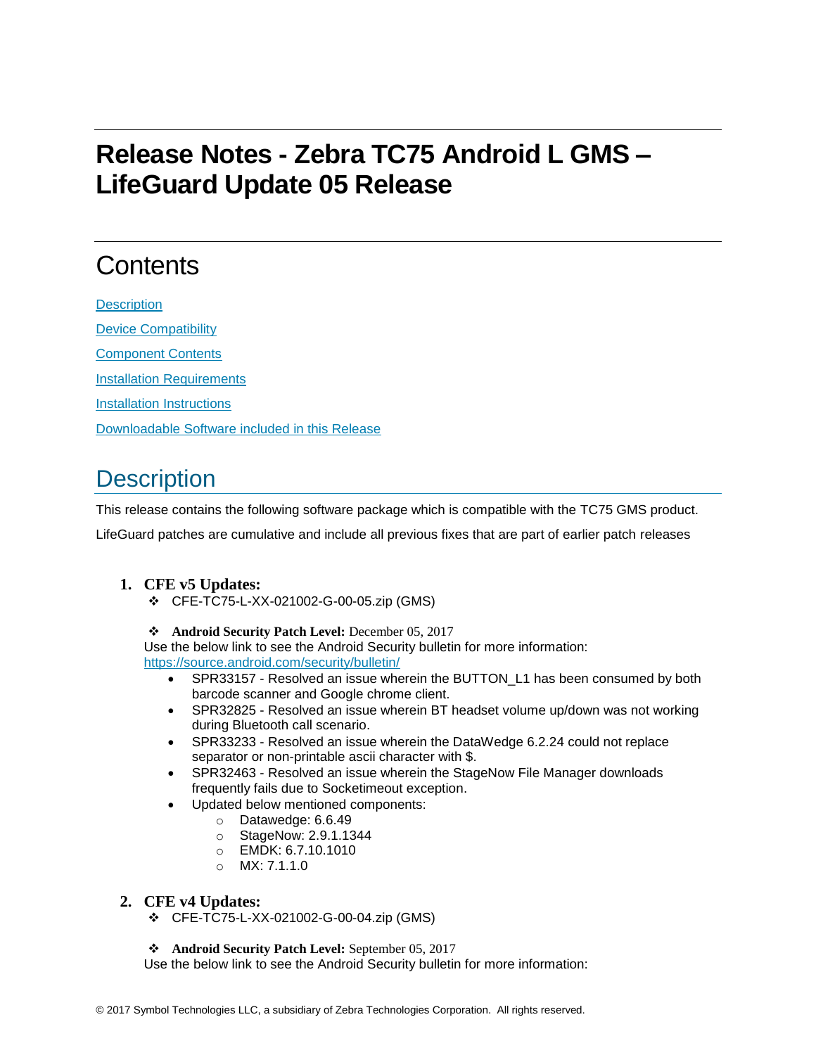# Release Notes - Zebra TC75 Android L GMS – LifeGuard Update 05 Release

## Contents

[Description](#description)

[Device Compatibility](#device-compatibility)

[Component Contents](#component-contents)

[Installation Requirements](#installation-requirements)

[Installation Instructions](#installation-instructions)

[Downloadable Software included in this Release](#downloadable-software-included-in-this-release)

## Description

This release contains the following software package which is compatible with the TC75 GMS product.

LifeGuard patches are cumulative and include all previous fixes that are part of earlier patch releases

1. **CFE v5 Updates:**
   - ❖ CFE-TC75-L-XX-021002-G-00-05.zip (GMS)

   - ❖ **Android Security Patch Level:** December 05, 2017

   Use the below link to see the Android Security bulletin for more information: https://source.android.com/security/bulletin/

   - SPR33157 - Resolved an issue wherein the BUTTON_L1 has been consumed by both barcode scanner and Google chrome client.
   - SPR32825 - Resolved an issue wherein BT headset volume up/down was not working during Bluetooth call scenario.
   - SPR33233 - Resolved an issue wherein the DataWedge 6.2.24 could not replace separator or non-printable ascii character with $.
   - SPR32463 - Resolved an issue wherein the StageNow File Manager downloads frequently fails due to Socketimeout exception.
   - Updated below mentioned components:
     - Datawedge: 6.6.49
     - StageNow: 2.9.1.1344
     - EMDK: 6.7.10.1010
     - MX: 7.1.1.0

2. **CFE v4 Updates:**
   - ❖ CFE-TC75-L-XX-021002-G-00-04.zip (GMS)

   - ❖ **Android Security Patch Level:** September 05, 2017

   Use the below link to see the Android Security bulletin for more information: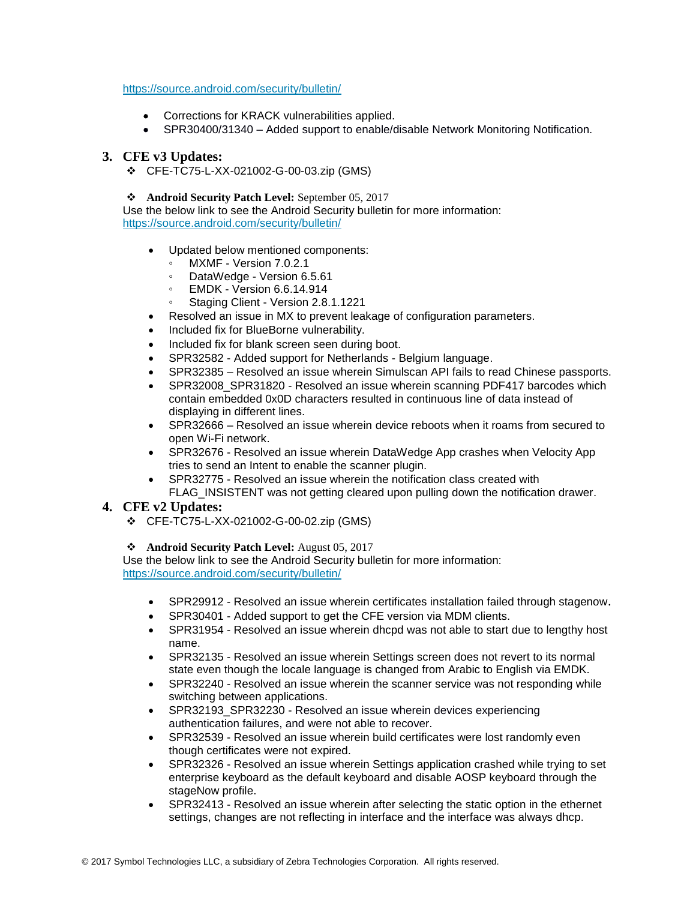https://source.android.com/security/bulletin/

- Corrections for KRACK vulnerabilities applied.
- SPR30400/31340 – Added support to enable/disable Network Monitoring Notification.

## 3. CFE v3 Updates:

- CFE-TC75-L-XX-021002-G-00-03.zip (GMS)

- **Android Security Patch Level:** September 05, 2017

Use the below link to see the Android Security bulletin for more information: https://source.android.com/security/bulletin/

- Updated below mentioned components:
  - MXMF - Version 7.0.2.1
  - DataWedge - Version 6.5.61
  - EMDK - Version 6.6.14.914
  - Staging Client - Version 2.8.1.1221
- Resolved an issue in MX to prevent leakage of configuration parameters.
- Included fix for BlueBorne vulnerability.
- Included fix for blank screen seen during boot.
- SPR32582 - Added support for Netherlands - Belgium language.
- SPR32385 – Resolved an issue wherein Simulscan API fails to read Chinese passports.
- SPR32008_SPR31820 - Resolved an issue wherein scanning PDF417 barcodes which contain embedded 0x0D characters resulted in continuous line of data instead of displaying in different lines.
- SPR32666 – Resolved an issue wherein device reboots when it roams from secured to open Wi-Fi network.
- SPR32676 - Resolved an issue wherein DataWedge App crashes when Velocity App tries to send an Intent to enable the scanner plugin.
- SPR32775 - Resolved an issue wherein the notification class created with FLAG_INSISTENT was not getting cleared upon pulling down the notification drawer.

## 4. CFE v2 Updates:

- CFE-TC75-L-XX-021002-G-00-02.zip (GMS)

- **Android Security Patch Level:** August 05, 2017

Use the below link to see the Android Security bulletin for more information: https://source.android.com/security/bulletin/

- SPR29912 - Resolved an issue wherein certificates installation failed through stagenow.
- SPR30401 - Added support to get the CFE version via MDM clients.
- SPR31954 - Resolved an issue wherein dhcpd was not able to start due to lengthy host name.
- SPR32135 - Resolved an issue wherein Settings screen does not revert to its normal state even though the locale language is changed from Arabic to English via EMDK.
- SPR32240 - Resolved an issue wherein the scanner service was not responding while switching between applications.
- SPR32193_SPR32230 - Resolved an issue wherein devices experiencing authentication failures, and were not able to recover.
- SPR32539 - Resolved an issue wherein build certificates were lost randomly even though certificates were not expired.
- SPR32326 - Resolved an issue wherein Settings application crashed while trying to set enterprise keyboard as the default keyboard and disable AOSP keyboard through the stageNow profile.
- SPR32413 - Resolved an issue wherein after selecting the static option in the ethernet settings, changes are not reflecting in interface and the interface was always dhcp.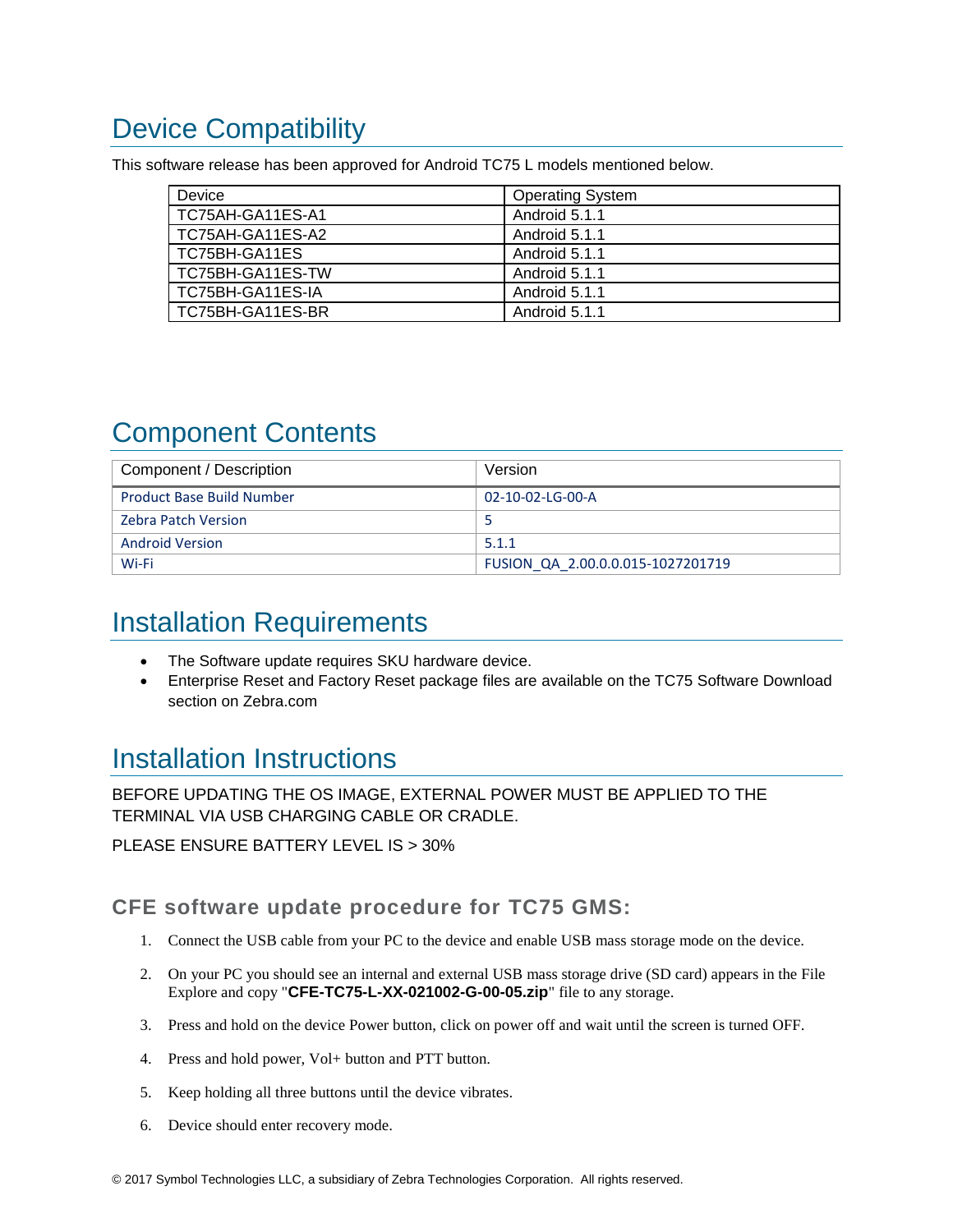# Device Compatibility

This software release has been approved for Android TC75 L models mentioned below.

| Device | Operating System |
| --- | --- |
| TC75AH-GA11ES-A1 | Android 5.1.1 |
| TC75AH-GA11ES-A2 | Android 5.1.1 |
| TC75BH-GA11ES | Android 5.1.1 |
| TC75BH-GA11ES-TW | Android 5.1.1 |
| TC75BH-GA11ES-IA | Android 5.1.1 |
| TC75BH-GA11ES-BR | Android 5.1.1 |

# Component Contents

| Component / Description | Version |
| --- | --- |
| Product Base Build Number | 02-10-02-LG-00-A |
| Zebra Patch Version | 5 |
| Android Version | 5.1.1 |
| Wi-Fi | FUSION_QA_2.00.0.0.015-1027201719 |

# Installation Requirements

- The Software update requires SKU hardware device.
- Enterprise Reset and Factory Reset package files are available on the TC75 Software Download section on Zebra.com

# Installation Instructions

BEFORE UPDATING THE OS IMAGE, EXTERNAL POWER MUST BE APPLIED TO THE TERMINAL VIA USB CHARGING CABLE OR CRADLE.

PLEASE ENSURE BATTERY LEVEL IS > 30%

### CFE software update procedure for TC75 GMS:

1. Connect the USB cable from your PC to the device and enable USB mass storage mode on the device.
2. On your PC you should see an internal and external USB mass storage drive (SD card) appears in the File Explore and copy "**CFE-TC75-L-XX-021002-G-00-05.zip**" file to any storage.
3. Press and hold on the device Power button, click on power off and wait until the screen is turned OFF.
4. Press and hold power, Vol+ button and PTT button.
5. Keep holding all three buttons until the device vibrates.
6. Device should enter recovery mode.

© 2017 Symbol Technologies LLC, a subsidiary of Zebra Technologies Corporation. All rights reserved.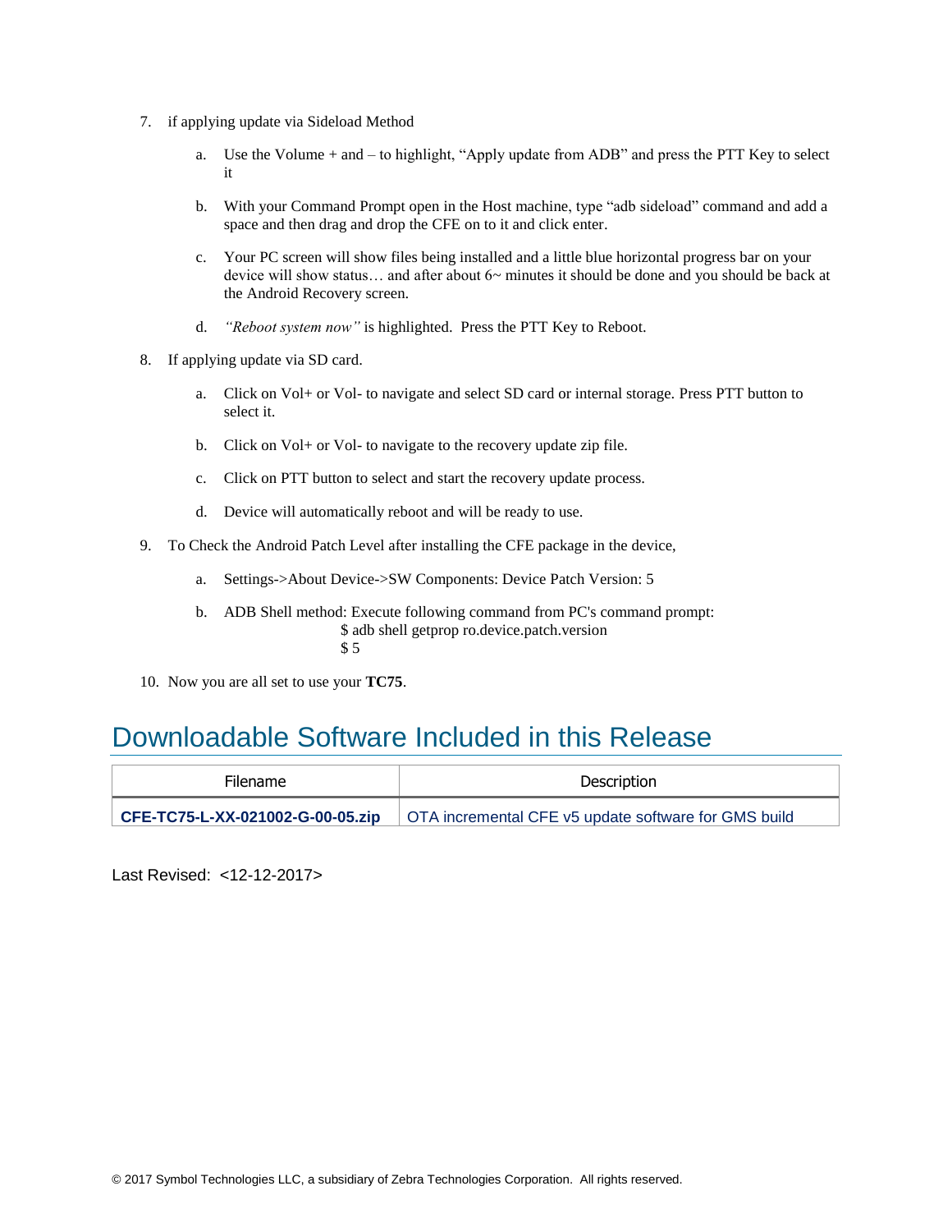7. if applying update via Sideload Method

    a. Use the Volume + and – to highlight, "Apply update from ADB" and press the PTT Key to select it

    b. With your Command Prompt open in the Host machine, type "adb sideload" command and add a space and then drag and drop the CFE on to it and click enter.

    c. Your PC screen will show files being installed and a little blue horizontal progress bar on your device will show status… and after about 6~ minutes it should be done and you should be back at the Android Recovery screen.

    d. *"Reboot system now"* is highlighted. Press the PTT Key to Reboot.

8. If applying update via SD card.

    a. Click on Vol+ or Vol- to navigate and select SD card or internal storage. Press PTT button to select it.

    b. Click on Vol+ or Vol- to navigate to the recovery update zip file.

    c. Click on PTT button to select and start the recovery update process.

    d. Device will automatically reboot and will be ready to use.

9. To Check the Android Patch Level after installing the CFE package in the device,

    a. Settings->About Device->SW Components: Device Patch Version: 5

    b. ADB Shell method: Execute following command from PC's command prompt:
       $ adb shell getprop ro.device.patch.version
       $ 5

10. Now you are all set to use your **TC75**.

# Downloadable Software Included in this Release

| Filename | Description |
|---|---|
| **CFE-TC75-L-XX-021002-G-00-05.zip** | OTA incremental CFE v5 update software for GMS build |

Last Revised: <12-12-2017>

© 2017 Symbol Technologies LLC, a subsidiary of Zebra Technologies Corporation. All rights reserved.